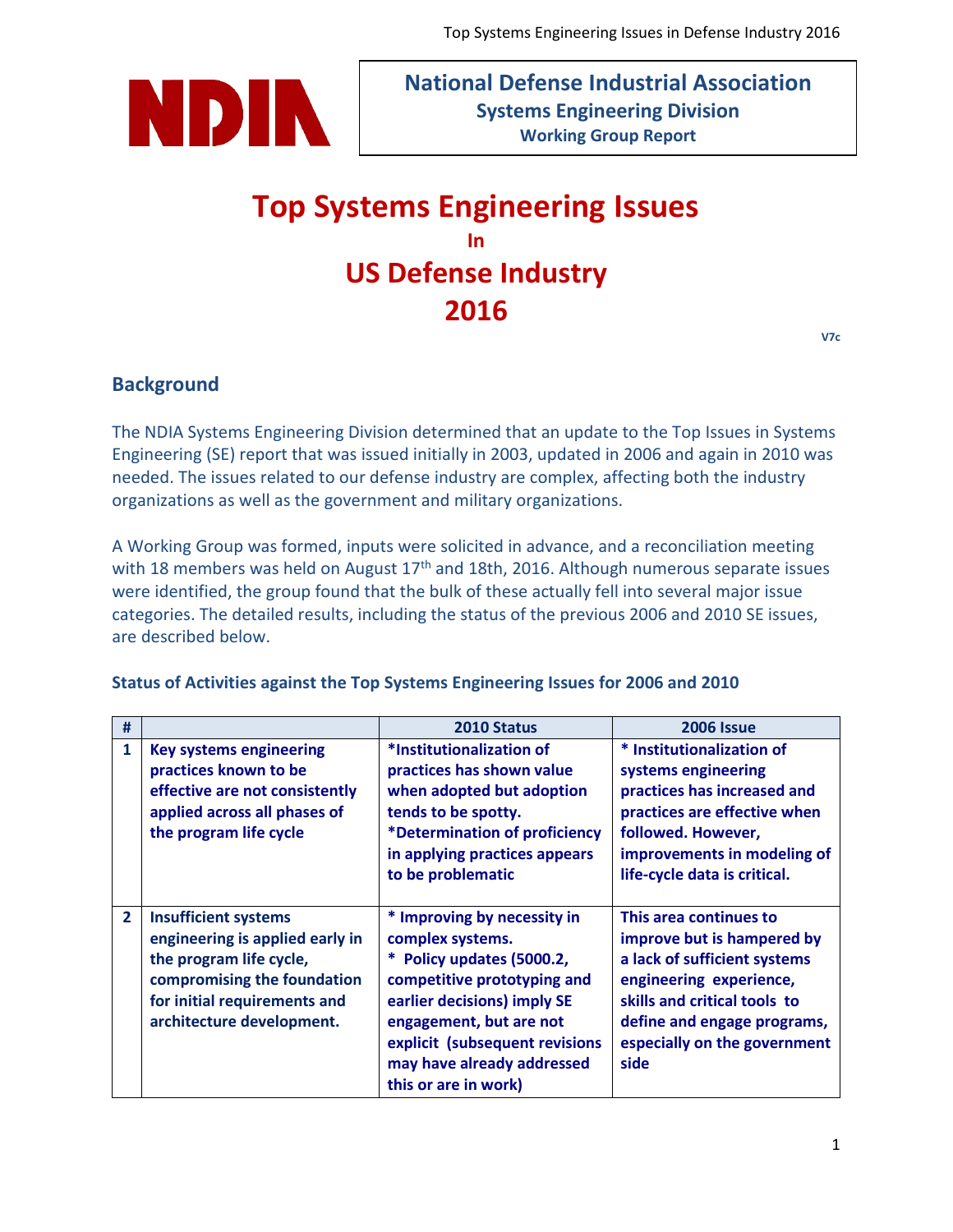**NDIA**

**National Defense Industrial Association**
**Systems Engineering Division**
**Working Group Report**

# Top Systems Engineering Issues
**In**
# US Defense Industry
# 2016

**V7c**

## Background

The NDIA Systems Engineering Division determined that an update to the Top Issues in Systems Engineering (SE) report that was issued initially in 2003, updated in 2006 and again in 2010 was needed. The issues related to our defense industry are complex, affecting both the industry organizations as well as the government and military organizations.

A Working Group was formed, inputs were solicited in advance, and a reconciliation meeting with 18 members was held on August 17th and 18th, 2016. Although numerous separate issues were identified, the group found that the bulk of these actually fell into several major issue categories. The detailed results, including the status of the previous 2006 and 2010 SE issues, are described below.

### Status of Activities against the Top Systems Engineering Issues for 2006 and 2010

| # | | 2010 Status | 2006 Issue |
|---|---|---|---|
| 1 | Key systems engineering practices known to be effective are not consistently applied across all phases of the program life cycle | *Institutionalization of practices has shown value when adopted but adoption tends to be spotty.<br>*Determination of proficiency in applying practices appears to be problematic | * Institutionalization of systems engineering practices has increased and practices are effective when followed. However, improvements in modeling of life-cycle data is critical. |
| 2 | Insufficient systems engineering is applied early in the program life cycle, compromising the foundation for initial requirements and architecture development. | * Improving by necessity in complex systems.<br>* Policy updates (5000.2, competitive prototyping and earlier decisions) imply SE engagement, but are not explicit (subsequent revisions may have already addressed this or are in work) | This area continues to improve but is hampered by a lack of sufficient systems engineering experience, skills and critical tools to define and engage programs, especially on the government side |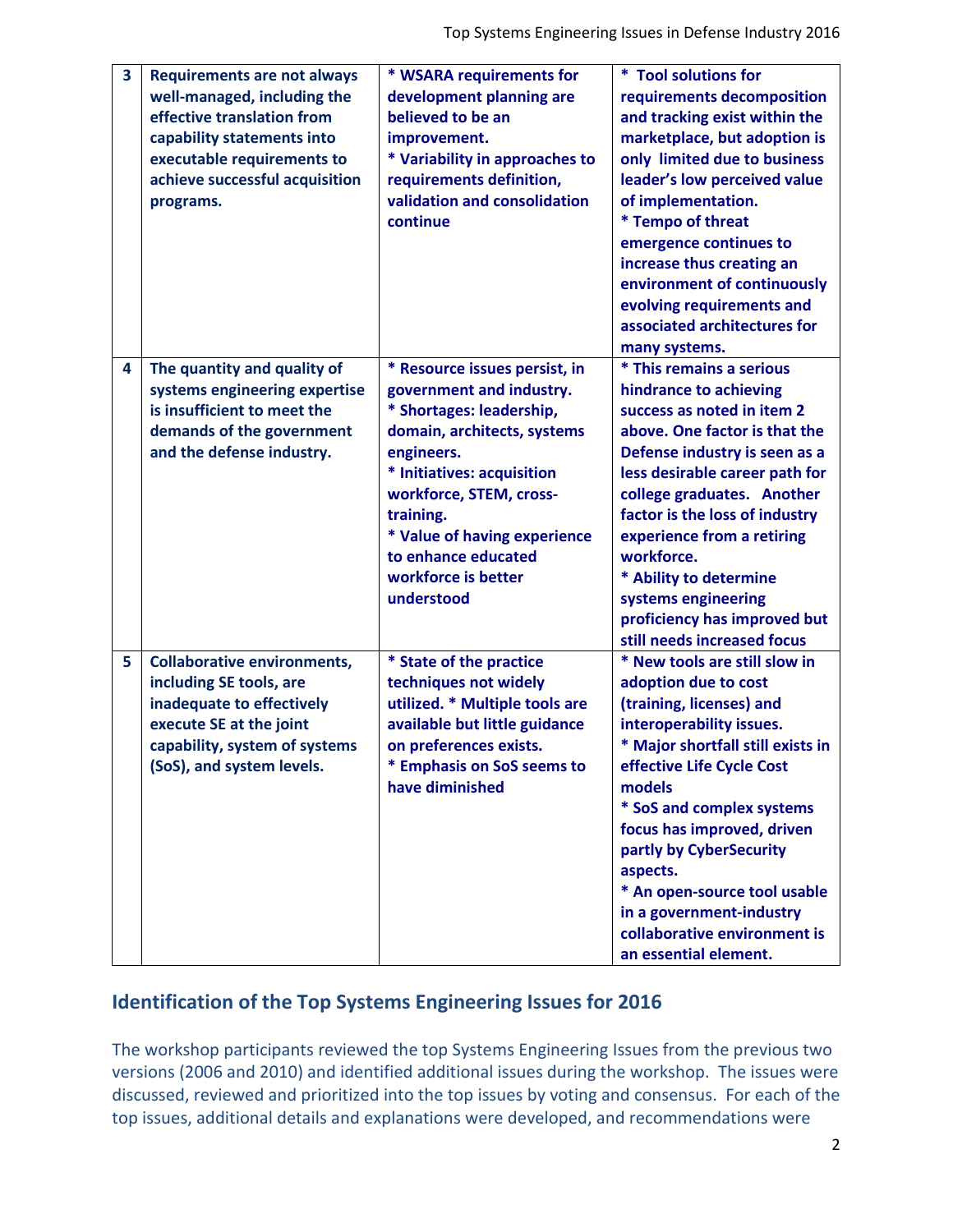| 3 | Requirements are not always well-managed, including the effective translation from capability statements into executable requirements to achieve successful acquisition programs. | * WSARA requirements for development planning are believed to be an improvement. * Variability in approaches to requirements definition, validation and consolidation continue | * Tool solutions for requirements decomposition and tracking exist within the marketplace, but adoption is only limited due to business leader's low perceived value of implementation. * Tempo of threat emergence continues to increase thus creating an environment of continuously evolving requirements and associated architectures for many systems. |
|---|---|---|---|
| 4 | The quantity and quality of systems engineering expertise is insufficient to meet the demands of the government and the defense industry. | * Resource issues persist, in government and industry. * Shortages: leadership, domain, architects, systems engineers. * Initiatives: acquisition workforce, STEM, cross-training. * Value of having experience to enhance educated workforce is better understood | * This remains a serious hindrance to achieving success as noted in item 2 above. One factor is that the Defense industry is seen as a less desirable career path for college graduates. Another factor is the loss of industry experience from a retiring workforce. * Ability to determine systems engineering proficiency has improved but still needs increased focus |
| 5 | Collaborative environments, including SE tools, are inadequate to effectively execute SE at the joint capability, system of systems (SoS), and system levels. | * State of the practice techniques not widely utilized. * Multiple tools are available but little guidance on preferences exists. * Emphasis on SoS seems to have diminished | * New tools are still slow in adoption due to cost (training, licenses) and interoperability issues. * Major shortfall still exists in effective Life Cycle Cost models * SoS and complex systems focus has improved, driven partly by CyberSecurity aspects. * An open-source tool usable in a government-industry collaborative environment is an essential element. |

## Identification of the Top Systems Engineering Issues for 2016

The workshop participants reviewed the top Systems Engineering Issues from the previous two versions (2006 and 2010) and identified additional issues during the workshop. The issues were discussed, reviewed and prioritized into the top issues by voting and consensus. For each of the top issues, additional details and explanations were developed, and recommendations were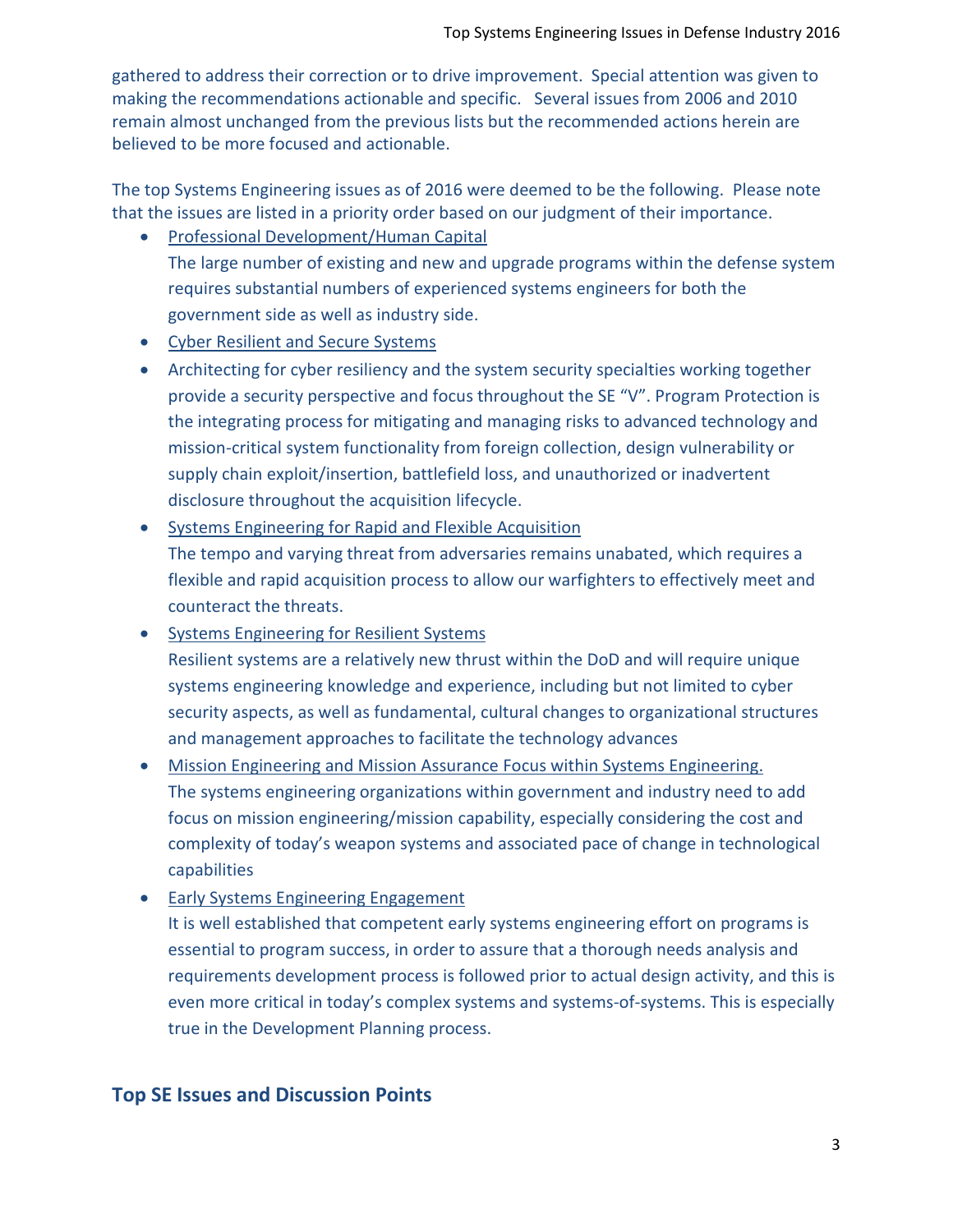gathered to address their correction or to drive improvement. Special attention was given to making the recommendations actionable and specific. Several issues from 2006 and 2010 remain almost unchanged from the previous lists but the recommended actions herein are believed to be more focused and actionable.

The top Systems Engineering issues as of 2016 were deemed to be the following. Please note that the issues are listed in a priority order based on our judgment of their importance.

- <u>Professional Development/Human Capital</u>
  The large number of existing and new and upgrade programs within the defense system requires substantial numbers of experienced systems engineers for both the government side as well as industry side.
- <u>Cyber Resilient and Secure Systems</u>
- Architecting for cyber resiliency and the system security specialties working together provide a security perspective and focus throughout the SE "V". Program Protection is the integrating process for mitigating and managing risks to advanced technology and mission-critical system functionality from foreign collection, design vulnerability or supply chain exploit/insertion, battlefield loss, and unauthorized or inadvertent disclosure throughout the acquisition lifecycle.
- <u>Systems Engineering for Rapid and Flexible Acquisition</u>
  The tempo and varying threat from adversaries remains unabated, which requires a flexible and rapid acquisition process to allow our warfighters to effectively meet and counteract the threats.
- <u>Systems Engineering for Resilient Systems</u>
  Resilient systems are a relatively new thrust within the DoD and will require unique systems engineering knowledge and experience, including but not limited to cyber security aspects, as well as fundamental, cultural changes to organizational structures and management approaches to facilitate the technology advances
- <u>Mission Engineering and Mission Assurance Focus within Systems Engineering.</u>
  The systems engineering organizations within government and industry need to add focus on mission engineering/mission capability, especially considering the cost and complexity of today's weapon systems and associated pace of change in technological capabilities
- <u>Early Systems Engineering Engagement</u>
  It is well established that competent early systems engineering effort on programs is essential to program success, in order to assure that a thorough needs analysis and requirements development process is followed prior to actual design activity, and this is even more critical in today's complex systems and systems-of-systems. This is especially true in the Development Planning process.

## Top SE Issues and Discussion Points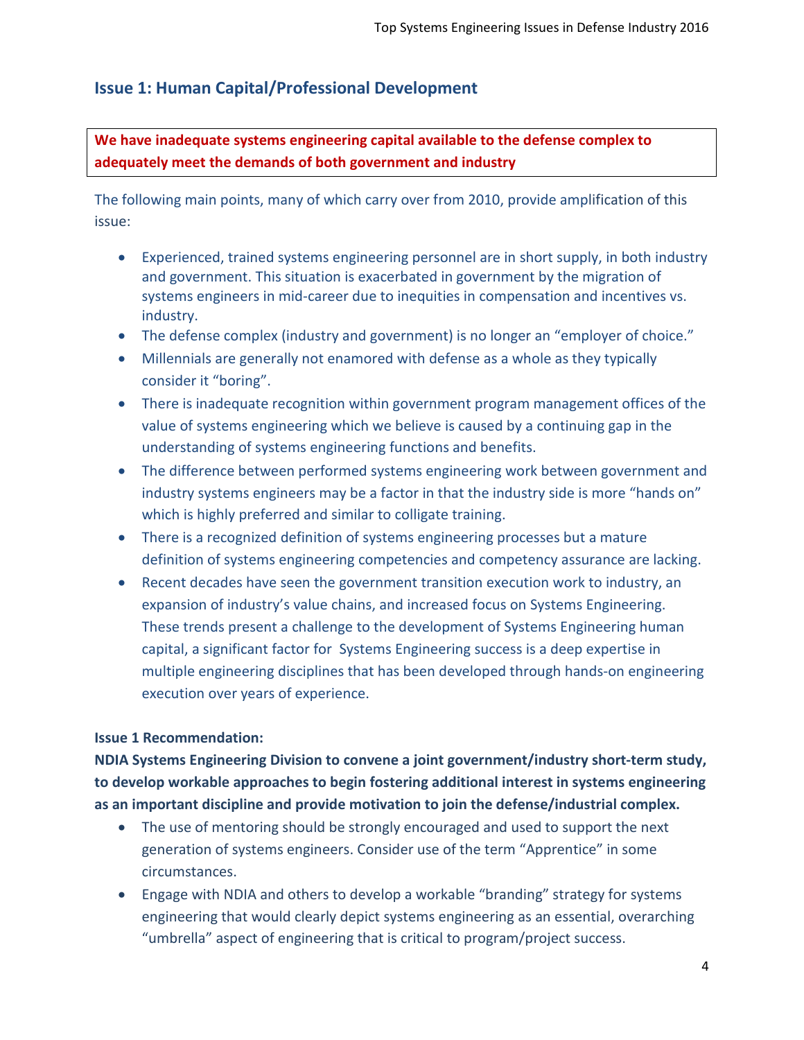## Issue 1: Human Capital/Professional Development

**We have inadequate systems engineering capital available to the defense complex to adequately meet the demands of both government and industry**

The following main points, many of which carry over from 2010, provide amplification of this issue:

- Experienced, trained systems engineering personnel are in short supply, in both industry and government. This situation is exacerbated in government by the migration of systems engineers in mid-career due to inequities in compensation and incentives vs. industry.
- The defense complex (industry and government) is no longer an "employer of choice."
- Millennials are generally not enamored with defense as a whole as they typically consider it "boring".
- There is inadequate recognition within government program management offices of the value of systems engineering which we believe is caused by a continuing gap in the understanding of systems engineering functions and benefits.
- The difference between performed systems engineering work between government and industry systems engineers may be a factor in that the industry side is more "hands on" which is highly preferred and similar to colligate training.
- There is a recognized definition of systems engineering processes but a mature definition of systems engineering competencies and competency assurance are lacking.
- Recent decades have seen the government transition execution work to industry, an expansion of industry's value chains, and increased focus on Systems Engineering. These trends present a challenge to the development of Systems Engineering human capital, a significant factor for Systems Engineering success is a deep expertise in multiple engineering disciplines that has been developed through hands-on engineering execution over years of experience.

**Issue 1 Recommendation:**

**NDIA Systems Engineering Division to convene a joint government/industry short-term study, to develop workable approaches to begin fostering additional interest in systems engineering as an important discipline and provide motivation to join the defense/industrial complex.**

- The use of mentoring should be strongly encouraged and used to support the next generation of systems engineers. Consider use of the term "Apprentice" in some circumstances.
- Engage with NDIA and others to develop a workable "branding" strategy for systems engineering that would clearly depict systems engineering as an essential, overarching "umbrella" aspect of engineering that is critical to program/project success.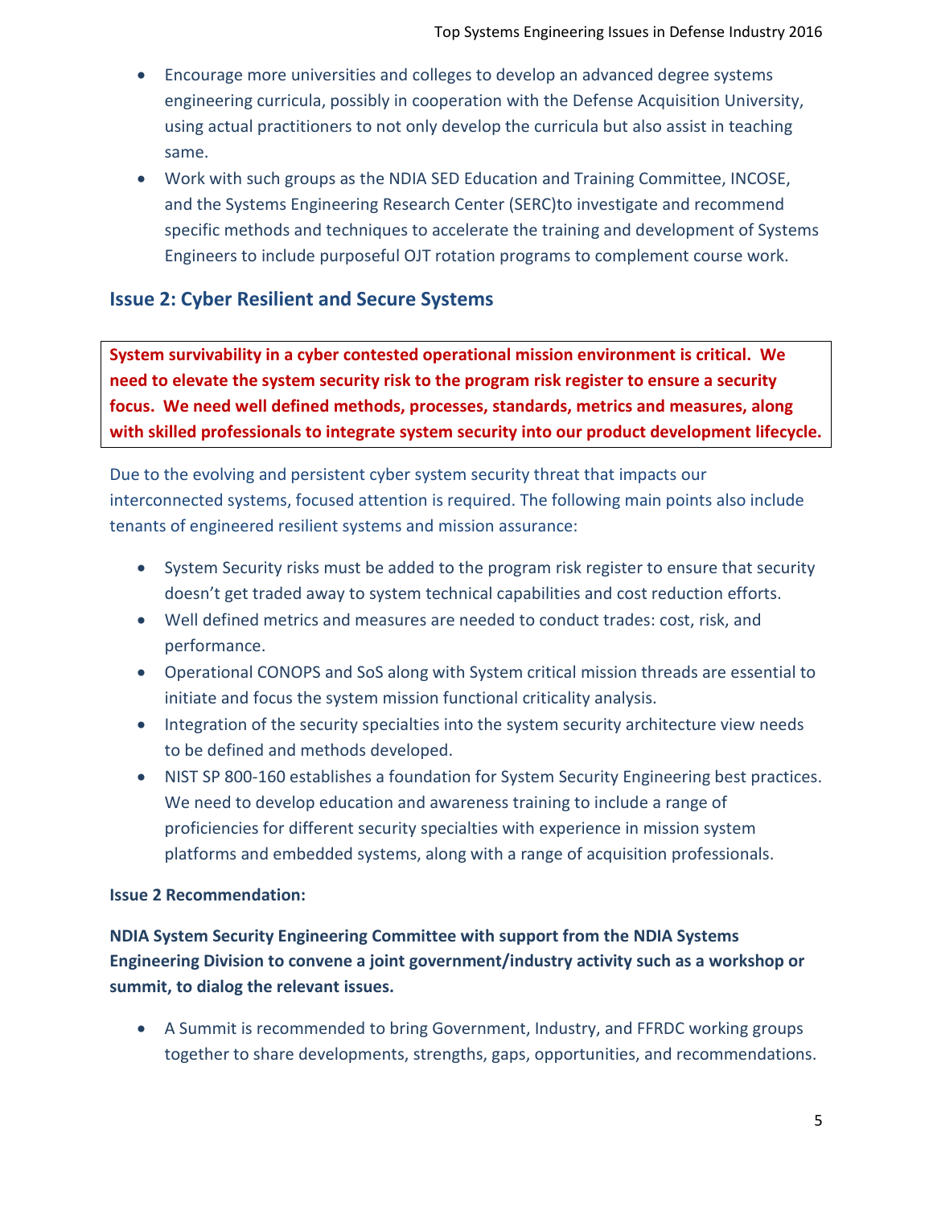- Encourage more universities and colleges to develop an advanced degree systems engineering curricula, possibly in cooperation with the Defense Acquisition University, using actual practitioners to not only develop the curricula but also assist in teaching same.
- Work with such groups as the NDIA SED Education and Training Committee, INCOSE, and the Systems Engineering Research Center (SERC)to investigate and recommend specific methods and techniques to accelerate the training and development of Systems Engineers to include purposeful OJT rotation programs to complement course work.

## Issue 2: Cyber Resilient and Secure Systems

**System survivability in a cyber contested operational mission environment is critical. We need to elevate the system security risk to the program risk register to ensure a security focus. We need well defined methods, processes, standards, metrics and measures, along with skilled professionals to integrate system security into our product development lifecycle.**

Due to the evolving and persistent cyber system security threat that impacts our interconnected systems, focused attention is required. The following main points also include tenants of engineered resilient systems and mission assurance:

- System Security risks must be added to the program risk register to ensure that security doesn't get traded away to system technical capabilities and cost reduction efforts.
- Well defined metrics and measures are needed to conduct trades: cost, risk, and performance.
- Operational CONOPS and SoS along with System critical mission threads are essential to initiate and focus the system mission functional criticality analysis.
- Integration of the security specialties into the system security architecture view needs to be defined and methods developed.
- NIST SP 800-160 establishes a foundation for System Security Engineering best practices. We need to develop education and awareness training to include a range of proficiencies for different security specialties with experience in mission system platforms and embedded systems, along with a range of acquisition professionals.

**Issue 2 Recommendation:**

**NDIA System Security Engineering Committee with support from the NDIA Systems Engineering Division to convene a joint government/industry activity such as a workshop or summit, to dialog the relevant issues.**

- A Summit is recommended to bring Government, Industry, and FFRDC working groups together to share developments, strengths, gaps, opportunities, and recommendations.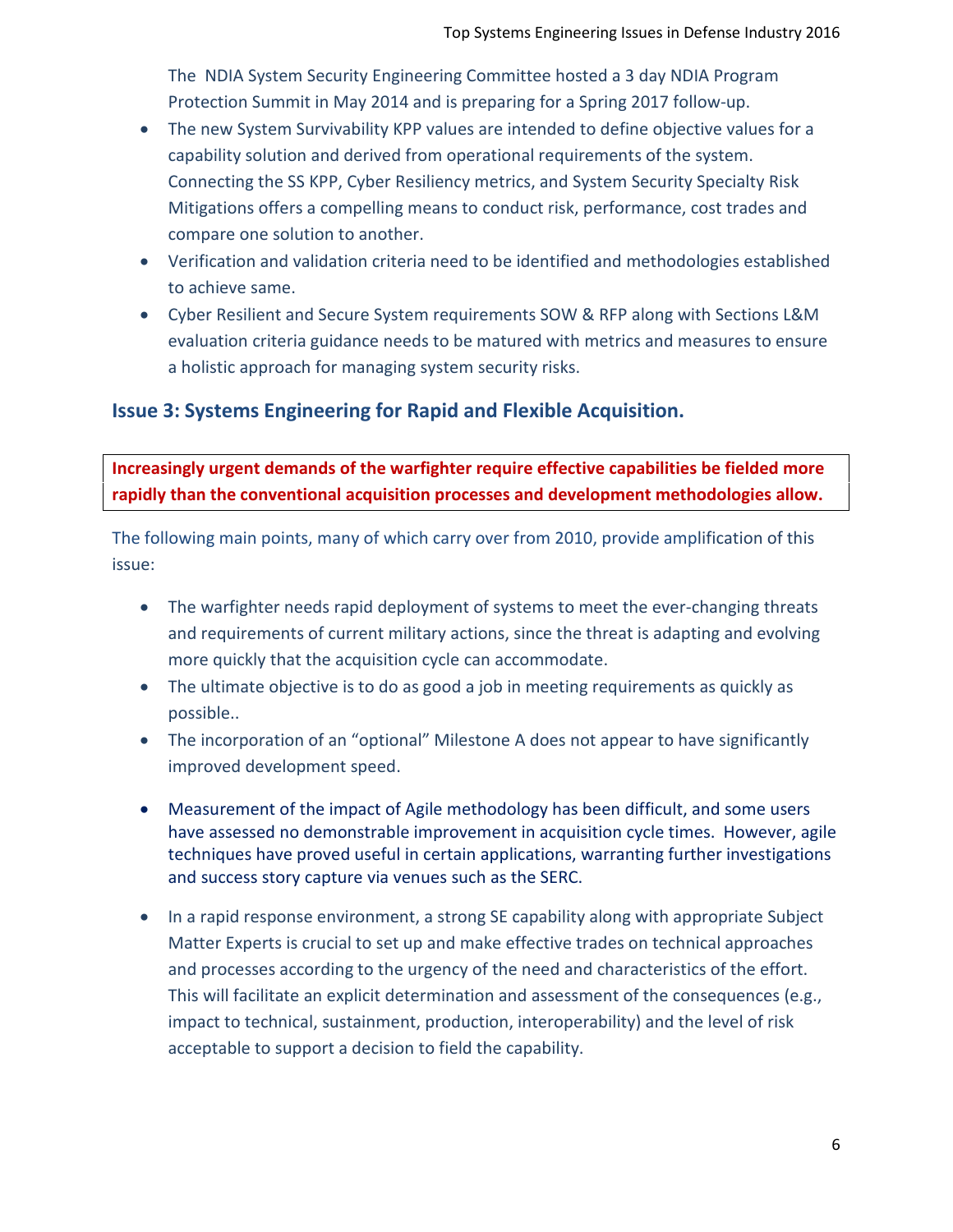The NDIA System Security Engineering Committee hosted a 3 day NDIA Program Protection Summit in May 2014 and is preparing for a Spring 2017 follow-up.

- The new System Survivability KPP values are intended to define objective values for a capability solution and derived from operational requirements of the system. Connecting the SS KPP, Cyber Resiliency metrics, and System Security Specialty Risk Mitigations offers a compelling means to conduct risk, performance, cost trades and compare one solution to another.
- Verification and validation criteria need to be identified and methodologies established to achieve same.
- Cyber Resilient and Secure System requirements SOW & RFP along with Sections L&M evaluation criteria guidance needs to be matured with metrics and measures to ensure a holistic approach for managing system security risks.

## Issue 3: Systems Engineering for Rapid and Flexible Acquisition.

**Increasingly urgent demands of the warfighter require effective capabilities be fielded more rapidly than the conventional acquisition processes and development methodologies allow.**

The following main points, many of which carry over from 2010, provide amplification of this issue:

- The warfighter needs rapid deployment of systems to meet the ever-changing threats and requirements of current military actions, since the threat is adapting and evolving more quickly that the acquisition cycle can accommodate.
- The ultimate objective is to do as good a job in meeting requirements as quickly as possible..
- The incorporation of an "optional" Milestone A does not appear to have significantly improved development speed.
- Measurement of the impact of Agile methodology has been difficult, and some users have assessed no demonstrable improvement in acquisition cycle times. However, agile techniques have proved useful in certain applications, warranting further investigations and success story capture via venues such as the SERC.
- In a rapid response environment, a strong SE capability along with appropriate Subject Matter Experts is crucial to set up and make effective trades on technical approaches and processes according to the urgency of the need and characteristics of the effort. This will facilitate an explicit determination and assessment of the consequences (e.g., impact to technical, sustainment, production, interoperability) and the level of risk acceptable to support a decision to field the capability.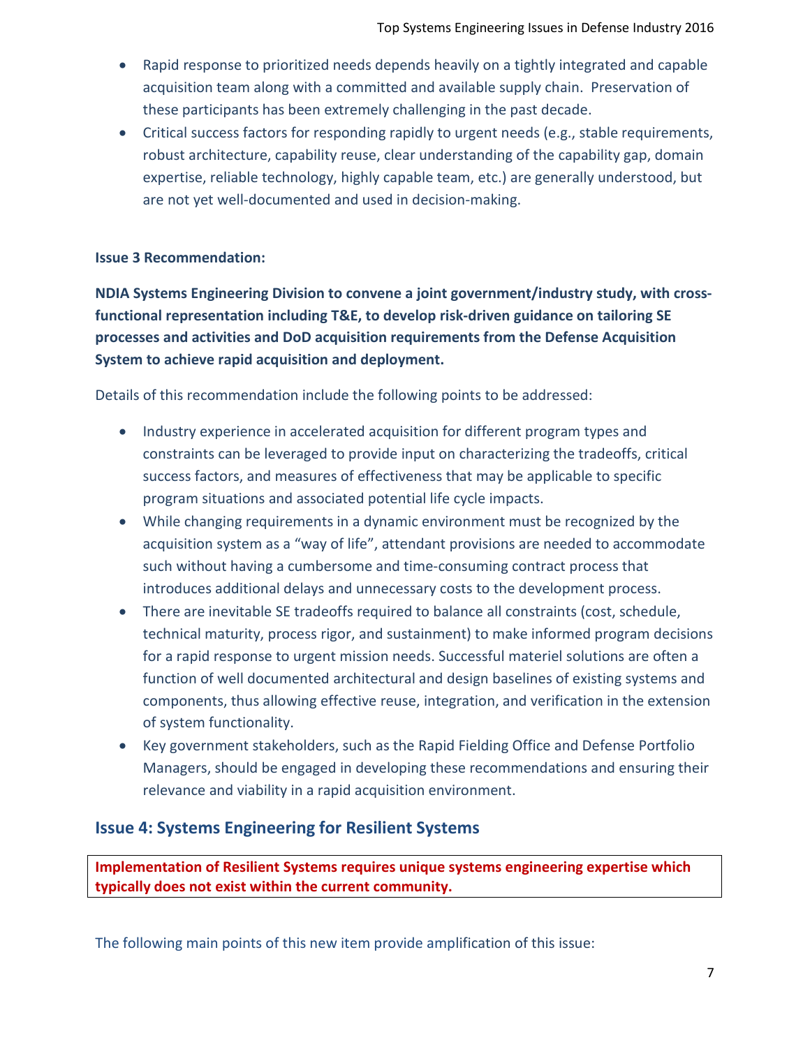- Rapid response to prioritized needs depends heavily on a tightly integrated and capable acquisition team along with a committed and available supply chain. Preservation of these participants has been extremely challenging in the past decade.
- Critical success factors for responding rapidly to urgent needs (e.g., stable requirements, robust architecture, capability reuse, clear understanding of the capability gap, domain expertise, reliable technology, highly capable team, etc.) are generally understood, but are not yet well-documented and used in decision-making.

**Issue 3 Recommendation:**

**NDIA Systems Engineering Division to convene a joint government/industry study, with cross-functional representation including T&E, to develop risk-driven guidance on tailoring SE processes and activities and DoD acquisition requirements from the Defense Acquisition System to achieve rapid acquisition and deployment.**

Details of this recommendation include the following points to be addressed:

- Industry experience in accelerated acquisition for different program types and constraints can be leveraged to provide input on characterizing the tradeoffs, critical success factors, and measures of effectiveness that may be applicable to specific program situations and associated potential life cycle impacts.
- While changing requirements in a dynamic environment must be recognized by the acquisition system as a "way of life", attendant provisions are needed to accommodate such without having a cumbersome and time-consuming contract process that introduces additional delays and unnecessary costs to the development process.
- There are inevitable SE tradeoffs required to balance all constraints (cost, schedule, technical maturity, process rigor, and sustainment) to make informed program decisions for a rapid response to urgent mission needs. Successful materiel solutions are often a function of well documented architectural and design baselines of existing systems and components, thus allowing effective reuse, integration, and verification in the extension of system functionality.
- Key government stakeholders, such as the Rapid Fielding Office and Defense Portfolio Managers, should be engaged in developing these recommendations and ensuring their relevance and viability in a rapid acquisition environment.

## Issue 4: Systems Engineering for Resilient Systems

**Implementation of Resilient Systems requires unique systems engineering expertise which typically does not exist within the current community.**

The following main points of this new item provide amplification of this issue: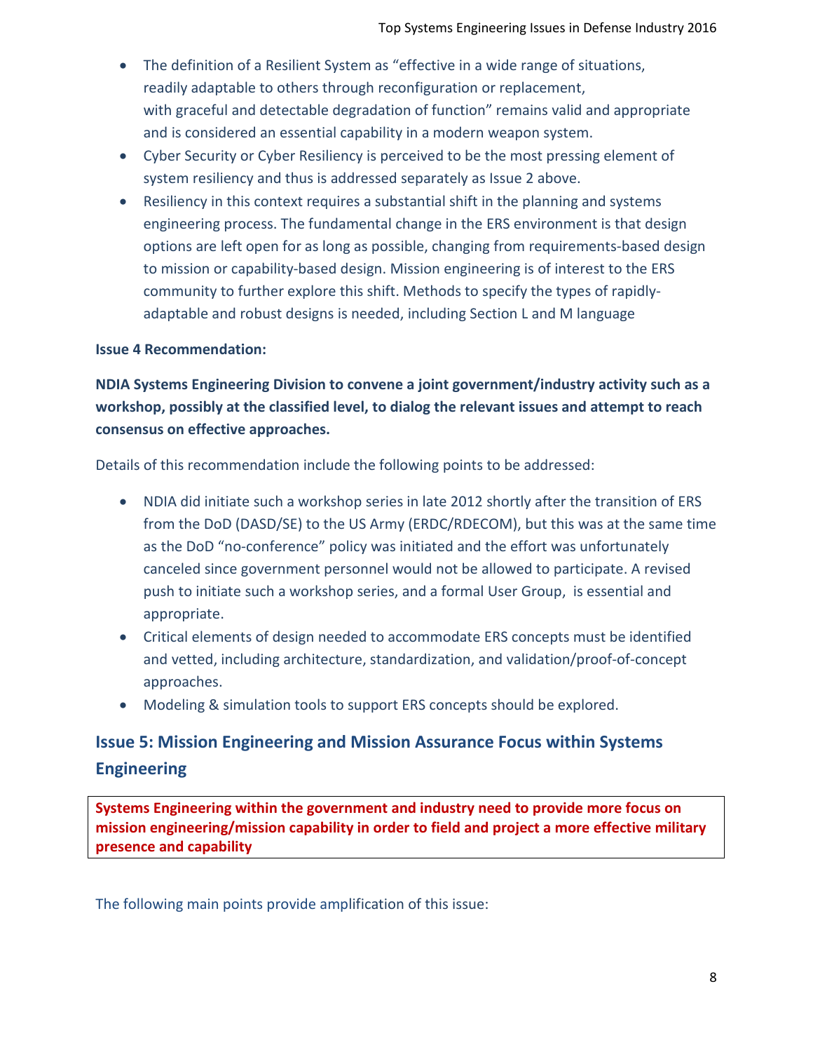- The definition of a Resilient System as “effective in a wide range of situations, readily adaptable to others through reconfiguration or replacement, with graceful and detectable degradation of function” remains valid and appropriate and is considered an essential capability in a modern weapon system.
- Cyber Security or Cyber Resiliency is perceived to be the most pressing element of system resiliency and thus is addressed separately as Issue 2 above.
- Resiliency in this context requires a substantial shift in the planning and systems engineering process. The fundamental change in the ERS environment is that design options are left open for as long as possible, changing from requirements-based design to mission or capability-based design. Mission engineering is of interest to the ERS community to further explore this shift. Methods to specify the types of rapidly-adaptable and robust designs is needed, including Section L and M language

**Issue 4 Recommendation:**

**NDIA Systems Engineering Division to convene a joint government/industry activity such as a workshop, possibly at the classified level, to dialog the relevant issues and attempt to reach consensus on effective approaches.**

Details of this recommendation include the following points to be addressed:

- NDIA did initiate such a workshop series in late 2012 shortly after the transition of ERS from the DoD (DASD/SE) to the US Army (ERDC/RDECOM), but this was at the same time as the DoD “no-conference” policy was initiated and the effort was unfortunately canceled since government personnel would not be allowed to participate. A revised push to initiate such a workshop series, and a formal User Group, is essential and appropriate.
- Critical elements of design needed to accommodate ERS concepts must be identified and vetted, including architecture, standardization, and validation/proof-of-concept approaches.
- Modeling & simulation tools to support ERS concepts should be explored.

## Issue 5: Mission Engineering and Mission Assurance Focus within Systems Engineering

**Systems Engineering within the government and industry need to provide more focus on mission engineering/mission capability in order to field and project a more effective military presence and capability**

The following main points provide amplification of this issue: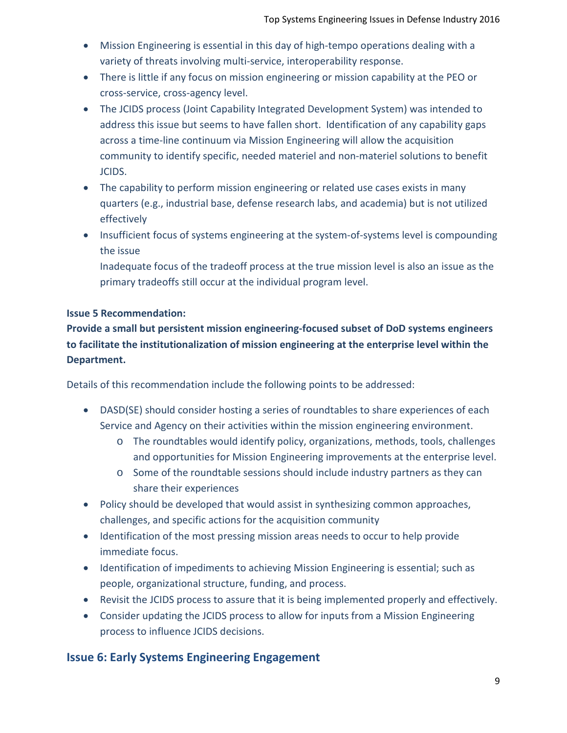- Mission Engineering is essential in this day of high-tempo operations dealing with a variety of threats involving multi-service, interoperability response.
- There is little if any focus on mission engineering or mission capability at the PEO or cross-service, cross-agency level.
- The JCIDS process (Joint Capability Integrated Development System) was intended to address this issue but seems to have fallen short. Identification of any capability gaps across a time-line continuum via Mission Engineering will allow the acquisition community to identify specific, needed materiel and non-materiel solutions to benefit JCIDS.
- The capability to perform mission engineering or related use cases exists in many quarters (e.g., industrial base, defense research labs, and academia) but is not utilized effectively
- Insufficient focus of systems engineering at the system-of-systems level is compounding the issue

  Inadequate focus of the tradeoff process at the true mission level is also an issue as the primary tradeoffs still occur at the individual program level.

**Issue 5 Recommendation:**

**Provide a small but persistent mission engineering-focused subset of DoD systems engineers to facilitate the institutionalization of mission engineering at the enterprise level within the Department.**

Details of this recommendation include the following points to be addressed:

- DASD(SE) should consider hosting a series of roundtables to share experiences of each Service and Agency on their activities within the mission engineering environment.
  - The roundtables would identify policy, organizations, methods, tools, challenges and opportunities for Mission Engineering improvements at the enterprise level.
  - Some of the roundtable sessions should include industry partners as they can share their experiences
- Policy should be developed that would assist in synthesizing common approaches, challenges, and specific actions for the acquisition community
- Identification of the most pressing mission areas needs to occur to help provide immediate focus.
- Identification of impediments to achieving Mission Engineering is essential; such as people, organizational structure, funding, and process.
- Revisit the JCIDS process to assure that it is being implemented properly and effectively.
- Consider updating the JCIDS process to allow for inputs from a Mission Engineering process to influence JCIDS decisions.

## Issue 6: Early Systems Engineering Engagement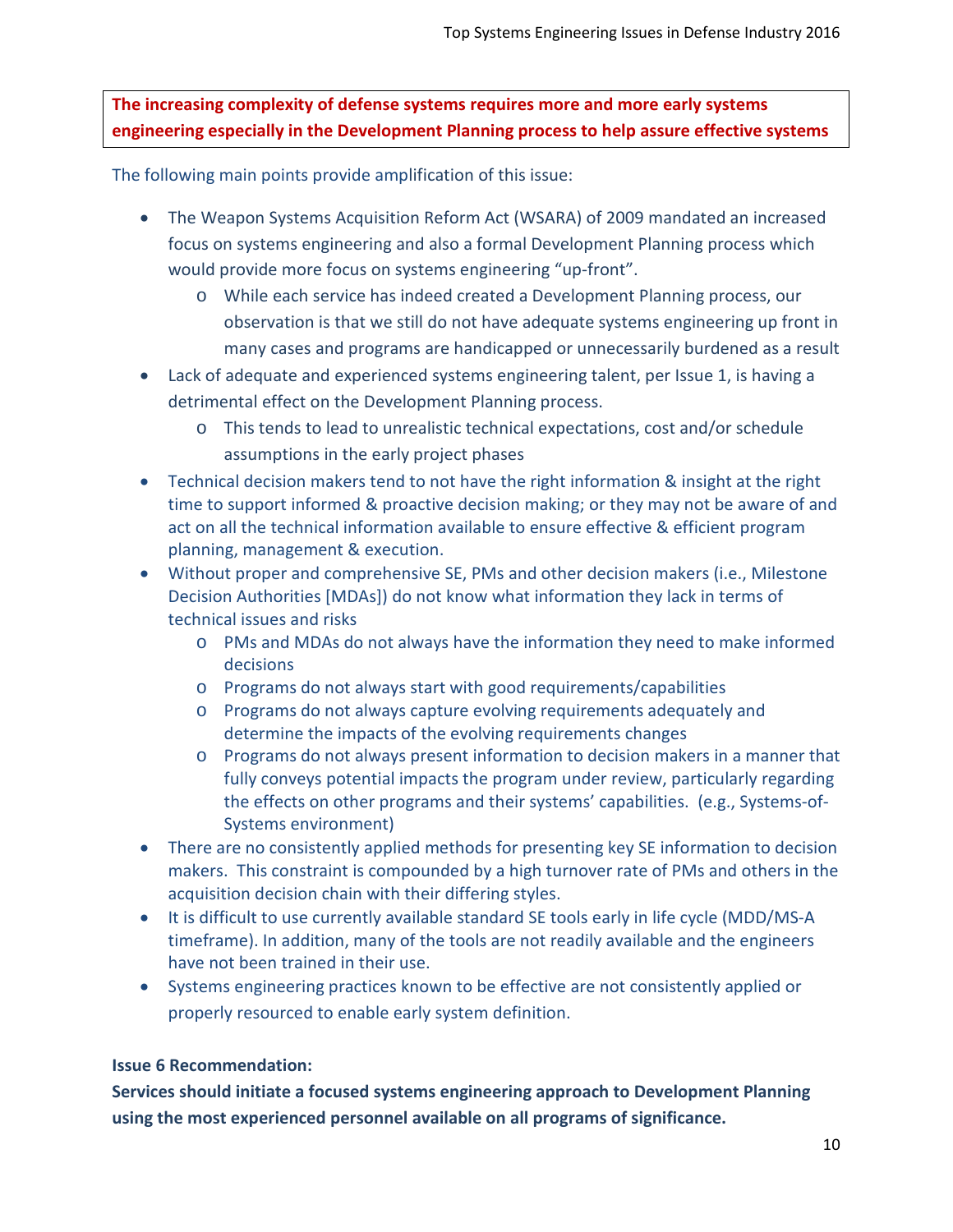**The increasing complexity of defense systems requires more and more early systems engineering especially in the Development Planning process to help assure effective systems**

The following main points provide amplification of this issue:

- The Weapon Systems Acquisition Reform Act (WSARA) of 2009 mandated an increased focus on systems engineering and also a formal Development Planning process which would provide more focus on systems engineering "up-front".
  - While each service has indeed created a Development Planning process, our observation is that we still do not have adequate systems engineering up front in many cases and programs are handicapped or unnecessarily burdened as a result
- Lack of adequate and experienced systems engineering talent, per Issue 1, is having a detrimental effect on the Development Planning process.
  - This tends to lead to unrealistic technical expectations, cost and/or schedule assumptions in the early project phases
- Technical decision makers tend to not have the right information & insight at the right time to support informed & proactive decision making; or they may not be aware of and act on all the technical information available to ensure effective & efficient program planning, management & execution.
- Without proper and comprehensive SE, PMs and other decision makers (i.e., Milestone Decision Authorities [MDAs]) do not know what information they lack in terms of technical issues and risks
  - PMs and MDAs do not always have the information they need to make informed decisions
  - Programs do not always start with good requirements/capabilities
  - Programs do not always capture evolving requirements adequately and determine the impacts of the evolving requirements changes
  - Programs do not always present information to decision makers in a manner that fully conveys potential impacts the program under review, particularly regarding the effects on other programs and their systems' capabilities. (e.g., Systems-of-Systems environment)
- There are no consistently applied methods for presenting key SE information to decision makers. This constraint is compounded by a high turnover rate of PMs and others in the acquisition decision chain with their differing styles.
- It is difficult to use currently available standard SE tools early in life cycle (MDD/MS-A timeframe). In addition, many of the tools are not readily available and the engineers have not been trained in their use.
- Systems engineering practices known to be effective are not consistently applied or properly resourced to enable early system definition.

**Issue 6 Recommendation:**

**Services should initiate a focused systems engineering approach to Development Planning using the most experienced personnel available on all programs of significance.**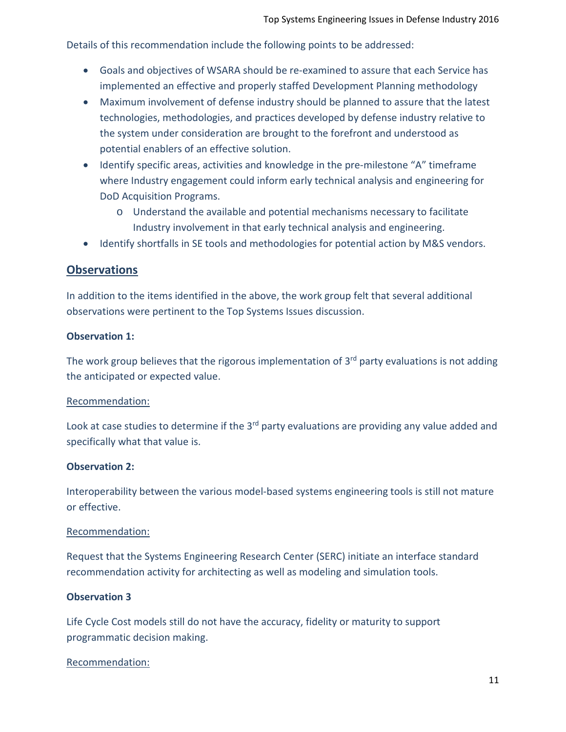Details of this recommendation include the following points to be addressed:

- Goals and objectives of WSARA should be re-examined to assure that each Service has implemented an effective and properly staffed Development Planning methodology
- Maximum involvement of defense industry should be planned to assure that the latest technologies, methodologies, and practices developed by defense industry relative to the system under consideration are brought to the forefront and understood as potential enablers of an effective solution.
- Identify specific areas, activities and knowledge in the pre-milestone "A" timeframe where Industry engagement could inform early technical analysis and engineering for DoD Acquisition Programs.
    - Understand the available and potential mechanisms necessary to facilitate Industry involvement in that early technical analysis and engineering.
- Identify shortfalls in SE tools and methodologies for potential action by M&S vendors.

## Observations

In addition to the items identified in the above, the work group felt that several additional observations were pertinent to the Top Systems Issues discussion.

**Observation 1:**

The work group believes that the rigorous implementation of 3rd party evaluations is not adding the anticipated or expected value.

Recommendation:

Look at case studies to determine if the 3rd party evaluations are providing any value added and specifically what that value is.

**Observation 2:**

Interoperability between the various model-based systems engineering tools is still not mature or effective.

Recommendation:

Request that the Systems Engineering Research Center (SERC) initiate an interface standard recommendation activity for architecting as well as modeling and simulation tools.

**Observation 3**

Life Cycle Cost models still do not have the accuracy, fidelity or maturity to support programmatic decision making.

Recommendation: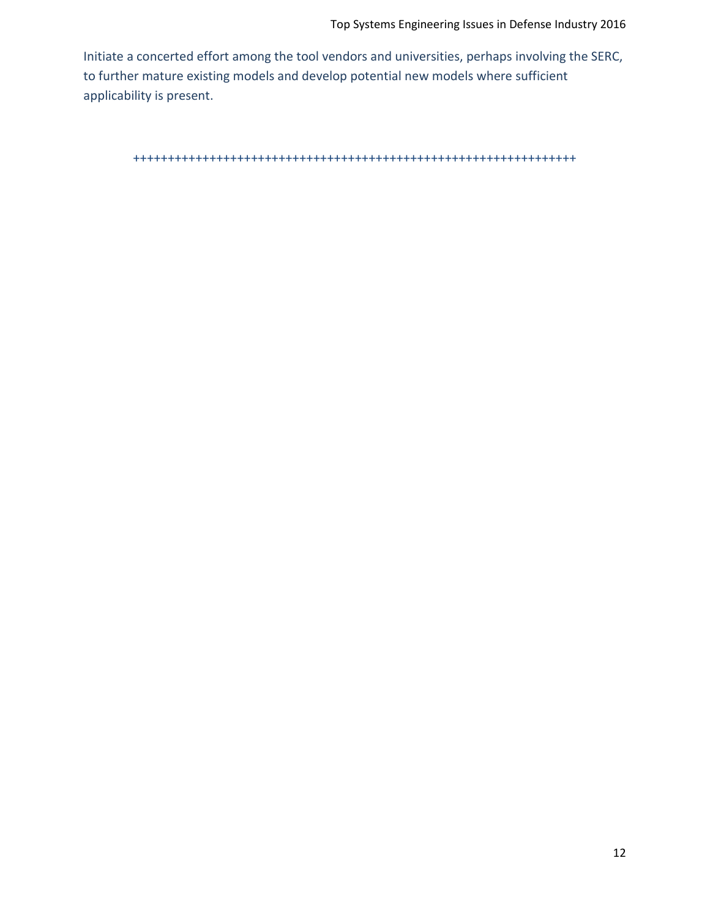Initiate a concerted effort among the tool vendors and universities, perhaps involving the SERC, to further mature existing models and develop potential new models where sufficient applicability is present.

++++++++++++++++++++++++++++++++++++++++++++++++++++++++++++++++++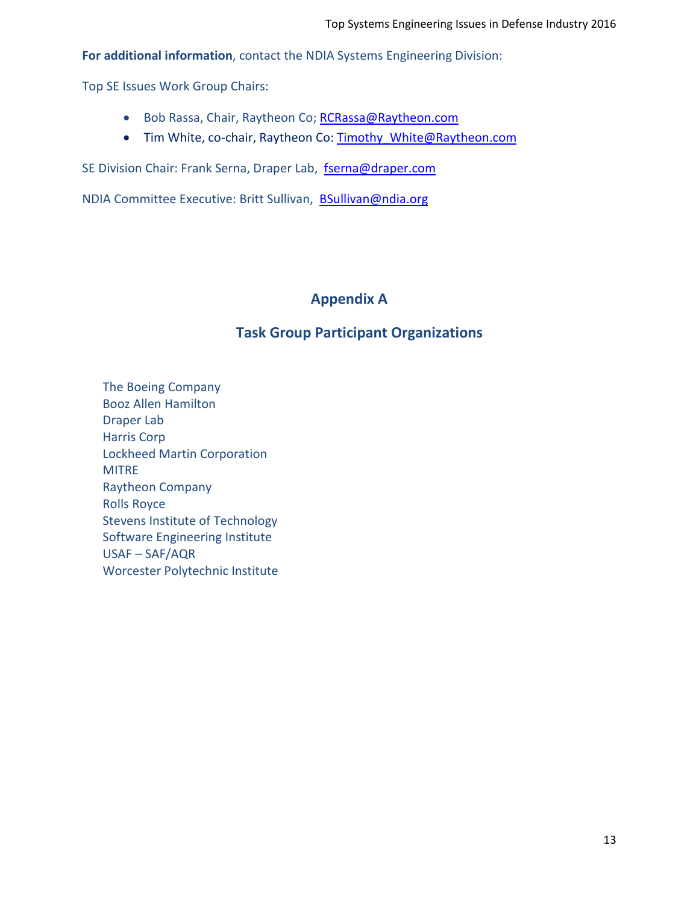**For additional information**, contact the NDIA Systems Engineering Division:

Top SE Issues Work Group Chairs:

- Bob Rassa, Chair, Raytheon Co; RCRassa@Raytheon.com
- Tim White, co-chair, Raytheon Co: Timothy_White@Raytheon.com

SE Division Chair: Frank Serna, Draper Lab, fserna@draper.com

NDIA Committee Executive: Britt Sullivan, BSullivan@ndia.org

## Appendix A

## Task Group Participant Organizations

The Boeing Company
Booz Allen Hamilton
Draper Lab
Harris Corp
Lockheed Martin Corporation
MITRE
Raytheon Company
Rolls Royce
Stevens Institute of Technology
Software Engineering Institute
USAF – SAF/AQR
Worcester Polytechnic Institute